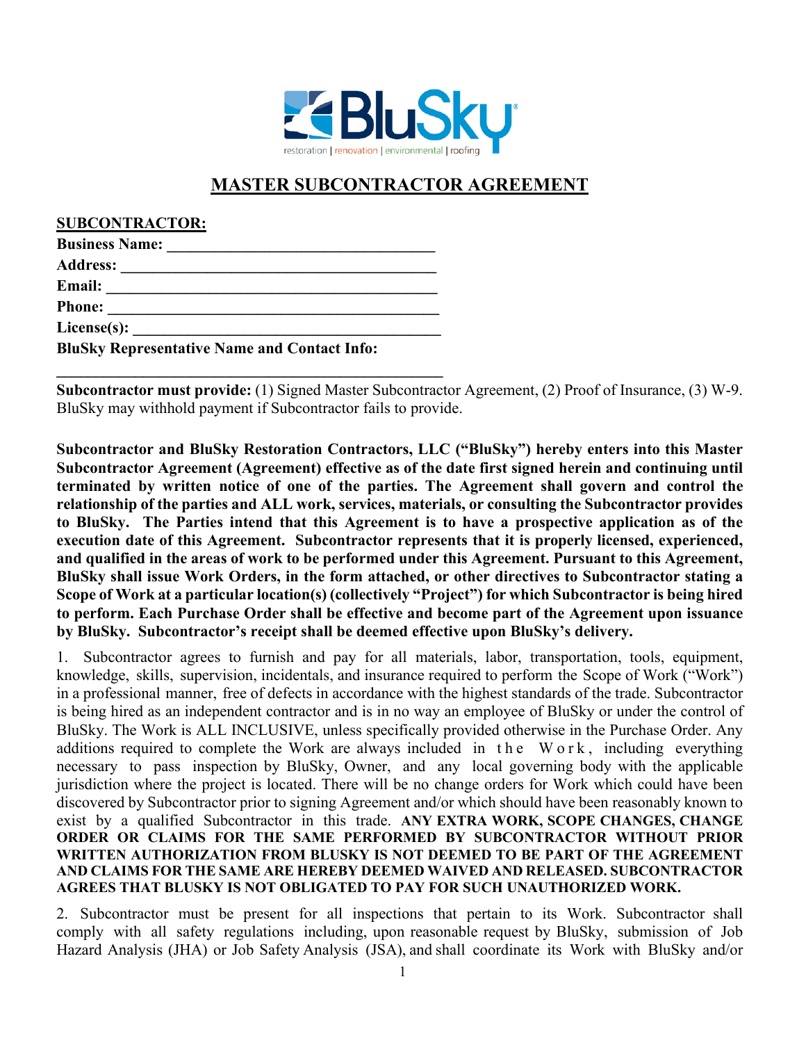# MASTER SUBCONTRACTOR AGREEMENT

**SUBCONTRACTOR:**

**Business Name:** ___________________________________

**Address:** ___________________________________________

**Email:** _____________________________________________

**Phone:** _____________________________________________

**License(s):** __________________________________________

**BluSky Representative Name and Contact Info:**

______________________________________________________

**Subcontractor must provide:** (1) Signed Master Subcontractor Agreement, (2) Proof of Insurance, (3) W-9. BluSky may withhold payment if Subcontractor fails to provide.

**Subcontractor and BluSky Restoration Contractors, LLC ("BluSky") hereby enters into this Master Subcontractor Agreement (Agreement) effective as of the date first signed herein and continuing until terminated by written notice of one of the parties. The Agreement shall govern and control the relationship of the parties and ALL work, services, materials, or consulting the Subcontractor provides to BluSky. The Parties intend that this Agreement is to have a prospective application as of the execution date of this Agreement. Subcontractor represents that it is properly licensed, experienced, and qualified in the areas of work to be performed under this Agreement. Pursuant to this Agreement, BluSky shall issue Work Orders, in the form attached, or other directives to Subcontractor stating a Scope of Work at a particular location(s) (collectively "Project") for which Subcontractor is being hired to perform. Each Purchase Order shall be effective and become part of the Agreement upon issuance by BluSky. Subcontractor's receipt shall be deemed effective upon BluSky's delivery.**

1. Subcontractor agrees to furnish and pay for all materials, labor, transportation, tools, equipment, knowledge, skills, supervision, incidentals, and insurance required to perform the Scope of Work ("Work") in a professional manner, free of defects in accordance with the highest standards of the trade. Subcontractor is being hired as an independent contractor and is in no way an employee of BluSky or under the control of BluSky. The Work is ALL INCLUSIVE, unless specifically provided otherwise in the Purchase Order. Any additions required to complete the Work are always included in the Work, including everything necessary to pass inspection by BluSky, Owner, and any local governing body with the applicable jurisdiction where the project is located. There will be no change orders for Work which could have been discovered by Subcontractor prior to signing Agreement and/or which should have been reasonably known to exist by a qualified Subcontractor in this trade. **ANY EXTRA WORK, SCOPE CHANGES, CHANGE ORDER OR CLAIMS FOR THE SAME PERFORMED BY SUBCONTRACTOR WITHOUT PRIOR WRITTEN AUTHORIZATION FROM BLUSKY IS NOT DEEMED TO BE PART OF THE AGREEMENT AND CLAIMS FOR THE SAME ARE HEREBY DEEMED WAIVED AND RELEASED. SUBCONTRACTOR AGREES THAT BLUSKY IS NOT OBLIGATED TO PAY FOR SUCH UNAUTHORIZED WORK.**

2. Subcontractor must be present for all inspections that pertain to its Work. Subcontractor shall comply with all safety regulations including, upon reasonable request by BluSky, submission of Job Hazard Analysis (JHA) or Job Safety Analysis (JSA), and shall coordinate its Work with BluSky and/or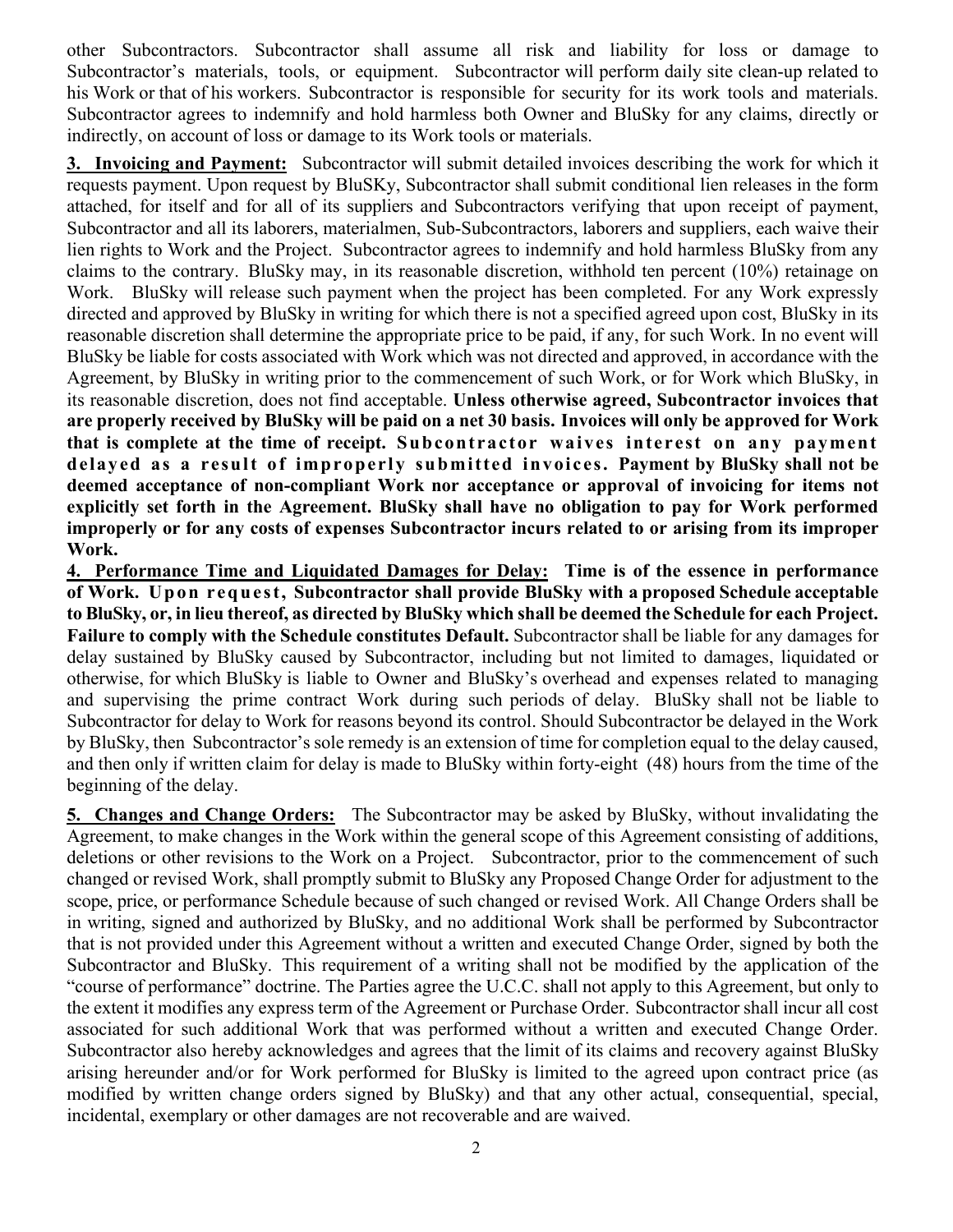other Subcontractors. Subcontractor shall assume all risk and liability for loss or damage to Subcontractor's materials, tools, or equipment. Subcontractor will perform daily site clean-up related to his Work or that of his workers. Subcontractor is responsible for security for its work tools and materials. Subcontractor agrees to indemnify and hold harmless both Owner and BluSky for any claims, directly or indirectly, on account of loss or damage to its Work tools or materials.

**3. Invoicing and Payment:** Subcontractor will submit detailed invoices describing the work for which it requests payment. Upon request by BluSKy, Subcontractor shall submit conditional lien releases in the form attached, for itself and for all of its suppliers and Subcontractors verifying that upon receipt of payment, Subcontractor and all its laborers, materialmen, Sub-Subcontractors, laborers and suppliers, each waive their lien rights to Work and the Project. Subcontractor agrees to indemnify and hold harmless BluSky from any claims to the contrary. BluSky may, in its reasonable discretion, withhold ten percent (10%) retainage on Work. BluSky will release such payment when the project has been completed. For any Work expressly directed and approved by BluSky in writing for which there is not a specified agreed upon cost, BluSky in its reasonable discretion shall determine the appropriate price to be paid, if any, for such Work. In no event will BluSky be liable for costs associated with Work which was not directed and approved, in accordance with the Agreement, by BluSky in writing prior to the commencement of such Work, or for Work which BluSky, in its reasonable discretion, does not find acceptable. **Unless otherwise agreed, Subcontractor invoices that are properly received by BluSky will be paid on a net 30 basis. Invoices will only be approved for Work that is complete at the time of receipt. Subcontractor waives interest on any payment delayed as a result of improperly submitted invoices. Payment by BluSky shall not be deemed acceptance of non-compliant Work nor acceptance or approval of invoicing for items not explicitly set forth in the Agreement. BluSky shall have no obligation to pay for Work performed improperly or for any costs of expenses Subcontractor incurs related to or arising from its improper Work.**

**4. Performance Time and Liquidated Damages for Delay: Time is of the essence in performance of Work. Upon request, Subcontractor shall provide BluSky with a proposed Schedule acceptable to BluSky, or, in lieu thereof, as directed by BluSky which shall be deemed the Schedule for each Project. Failure to comply with the Schedule constitutes Default.** Subcontractor shall be liable for any damages for delay sustained by BluSky caused by Subcontractor, including but not limited to damages, liquidated or otherwise, for which BluSky is liable to Owner and BluSky's overhead and expenses related to managing and supervising the prime contract Work during such periods of delay. BluSky shall not be liable to Subcontractor for delay to Work for reasons beyond its control. Should Subcontractor be delayed in the Work by BluSky, then Subcontractor's sole remedy is an extension of time for completion equal to the delay caused, and then only if written claim for delay is made to BluSky within forty-eight (48) hours from the time of the beginning of the delay.

**5. Changes and Change Orders:** The Subcontractor may be asked by BluSky, without invalidating the Agreement, to make changes in the Work within the general scope of this Agreement consisting of additions, deletions or other revisions to the Work on a Project. Subcontractor, prior to the commencement of such changed or revised Work, shall promptly submit to BluSky any Proposed Change Order for adjustment to the scope, price, or performance Schedule because of such changed or revised Work. All Change Orders shall be in writing, signed and authorized by BluSky, and no additional Work shall be performed by Subcontractor that is not provided under this Agreement without a written and executed Change Order, signed by both the Subcontractor and BluSky. This requirement of a writing shall not be modified by the application of the "course of performance" doctrine. The Parties agree the U.C.C. shall not apply to this Agreement, but only to the extent it modifies any express term of the Agreement or Purchase Order. Subcontractor shall incur all cost associated for such additional Work that was performed without a written and executed Change Order. Subcontractor also hereby acknowledges and agrees that the limit of its claims and recovery against BluSky arising hereunder and/or for Work performed for BluSky is limited to the agreed upon contract price (as modified by written change orders signed by BluSky) and that any other actual, consequential, special, incidental, exemplary or other damages are not recoverable and are waived.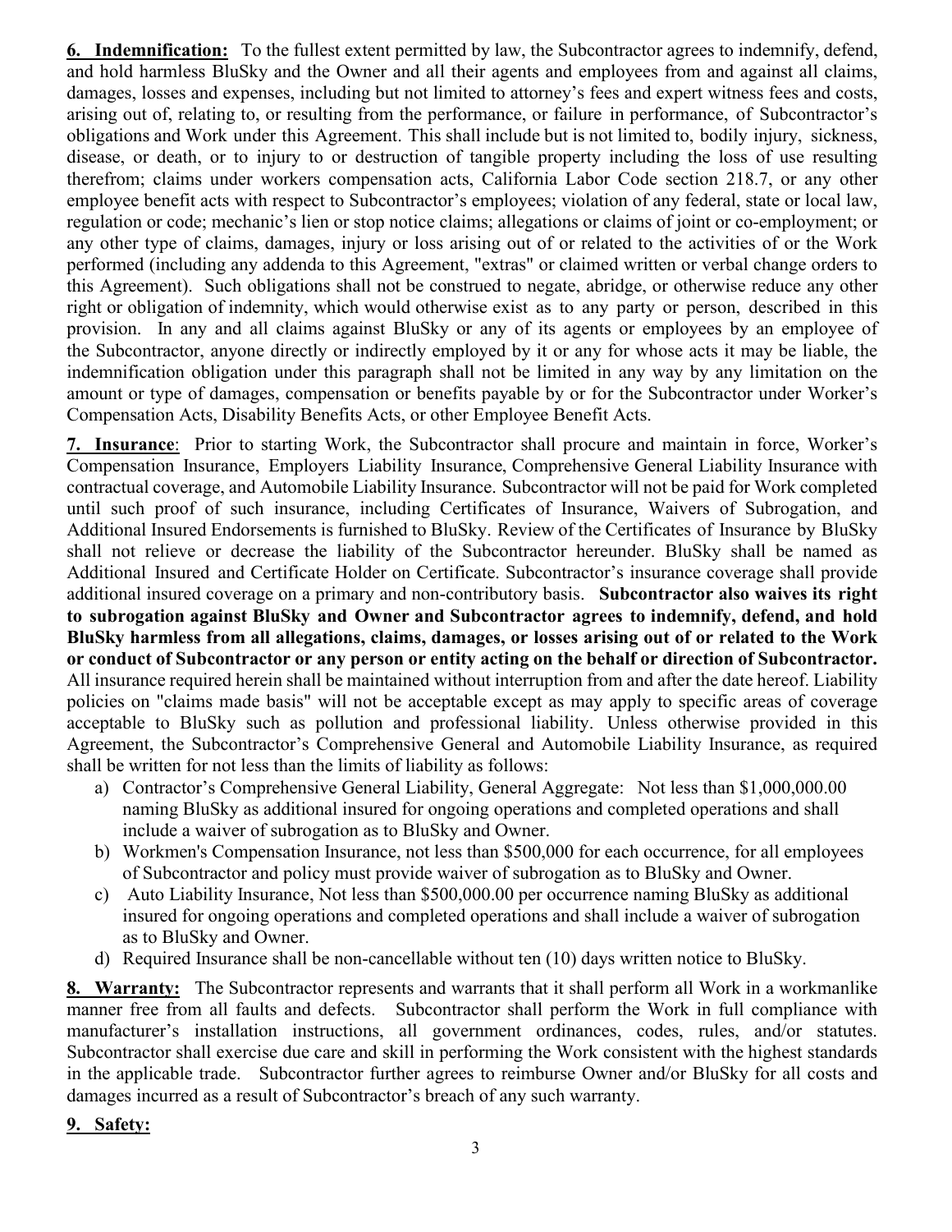**6. Indemnification:** To the fullest extent permitted by law, the Subcontractor agrees to indemnify, defend, and hold harmless BluSky and the Owner and all their agents and employees from and against all claims, damages, losses and expenses, including but not limited to attorney's fees and expert witness fees and costs, arising out of, relating to, or resulting from the performance, or failure in performance, of Subcontractor's obligations and Work under this Agreement. This shall include but is not limited to, bodily injury, sickness, disease, or death, or to injury to or destruction of tangible property including the loss of use resulting therefrom; claims under workers compensation acts, California Labor Code section 218.7, or any other employee benefit acts with respect to Subcontractor's employees; violation of any federal, state or local law, regulation or code; mechanic's lien or stop notice claims; allegations or claims of joint or co-employment; or any other type of claims, damages, injury or loss arising out of or related to the activities of or the Work performed (including any addenda to this Agreement, "extras" or claimed written or verbal change orders to this Agreement). Such obligations shall not be construed to negate, abridge, or otherwise reduce any other right or obligation of indemnity, which would otherwise exist as to any party or person, described in this provision. In any and all claims against BluSky or any of its agents or employees by an employee of the Subcontractor, anyone directly or indirectly employed by it or any for whose acts it may be liable, the indemnification obligation under this paragraph shall not be limited in any way by any limitation on the amount or type of damages, compensation or benefits payable by or for the Subcontractor under Worker's Compensation Acts, Disability Benefits Acts, or other Employee Benefit Acts.

**7. Insurance**: Prior to starting Work, the Subcontractor shall procure and maintain in force, Worker's Compensation Insurance, Employers Liability Insurance, Comprehensive General Liability Insurance with contractual coverage, and Automobile Liability Insurance. Subcontractor will not be paid for Work completed until such proof of such insurance, including Certificates of Insurance, Waivers of Subrogation, and Additional Insured Endorsements is furnished to BluSky. Review of the Certificates of Insurance by BluSky shall not relieve or decrease the liability of the Subcontractor hereunder. BluSky shall be named as Additional Insured and Certificate Holder on Certificate. Subcontractor's insurance coverage shall provide additional insured coverage on a primary and non-contributory basis. **Subcontractor also waives its right to subrogation against BluSky and Owner and Subcontractor agrees to indemnify, defend, and hold BluSky harmless from all allegations, claims, damages, or losses arising out of or related to the Work or conduct of Subcontractor or any person or entity acting on the behalf or direction of Subcontractor.** All insurance required herein shall be maintained without interruption from and after the date hereof. Liability policies on "claims made basis" will not be acceptable except as may apply to specific areas of coverage acceptable to BluSky such as pollution and professional liability. Unless otherwise provided in this Agreement, the Subcontractor's Comprehensive General and Automobile Liability Insurance, as required shall be written for not less than the limits of liability as follows:

a) Contractor's Comprehensive General Liability, General Aggregate: Not less than $1,000,000.00 naming BluSky as additional insured for ongoing operations and completed operations and shall include a waiver of subrogation as to BluSky and Owner.
b) Workmen's Compensation Insurance, not less than $500,000 for each occurrence, for all employees of Subcontractor and policy must provide waiver of subrogation as to BluSky and Owner.
c) Auto Liability Insurance, Not less than $500,000.00 per occurrence naming BluSky as additional insured for ongoing operations and completed operations and shall include a waiver of subrogation as to BluSky and Owner.
d) Required Insurance shall be non-cancellable without ten (10) days written notice to BluSky.

**8. Warranty:** The Subcontractor represents and warrants that it shall perform all Work in a workmanlike manner free from all faults and defects. Subcontractor shall perform the Work in full compliance with manufacturer's installation instructions, all government ordinances, codes, rules, and/or statutes. Subcontractor shall exercise due care and skill in performing the Work consistent with the highest standards in the applicable trade. Subcontractor further agrees to reimburse Owner and/or BluSky for all costs and damages incurred as a result of Subcontractor's breach of any such warranty.

**9. Safety:**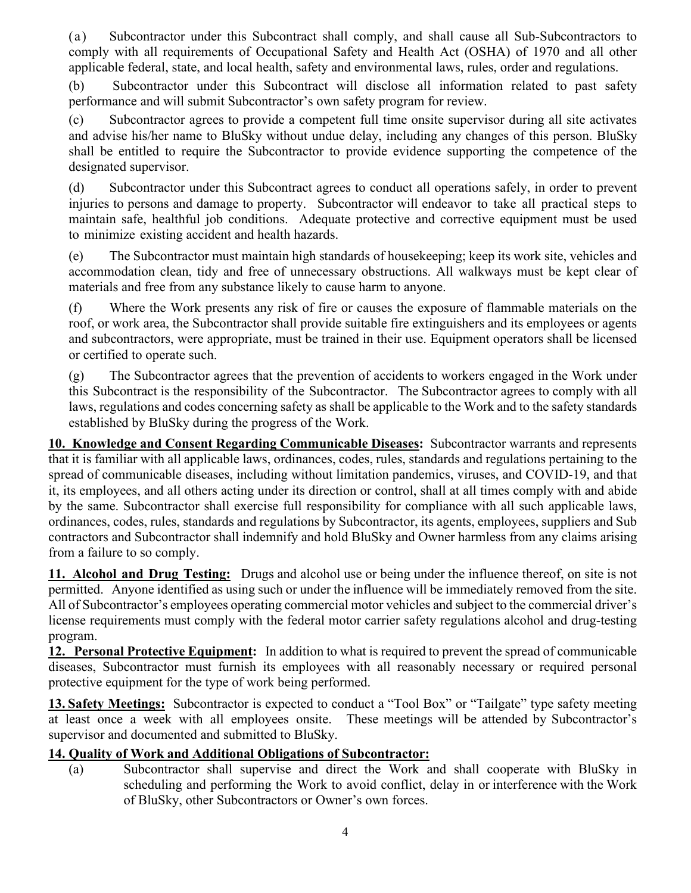(a) Subcontractor under this Subcontract shall comply, and shall cause all Sub-Subcontractors to comply with all requirements of Occupational Safety and Health Act (OSHA) of 1970 and all other applicable federal, state, and local health, safety and environmental laws, rules, order and regulations.

(b) Subcontractor under this Subcontract will disclose all information related to past safety performance and will submit Subcontractor's own safety program for review.

(c) Subcontractor agrees to provide a competent full time onsite supervisor during all site activates and advise his/her name to BluSky without undue delay, including any changes of this person. BluSky shall be entitled to require the Subcontractor to provide evidence supporting the competence of the designated supervisor.

(d) Subcontractor under this Subcontract agrees to conduct all operations safely, in order to prevent injuries to persons and damage to property. Subcontractor will endeavor to take all practical steps to maintain safe, healthful job conditions. Adequate protective and corrective equipment must be used to minimize existing accident and health hazards.

(e) The Subcontractor must maintain high standards of housekeeping; keep its work site, vehicles and accommodation clean, tidy and free of unnecessary obstructions. All walkways must be kept clear of materials and free from any substance likely to cause harm to anyone.

(f) Where the Work presents any risk of fire or causes the exposure of flammable materials on the roof, or work area, the Subcontractor shall provide suitable fire extinguishers and its employees or agents and subcontractors, were appropriate, must be trained in their use. Equipment operators shall be licensed or certified to operate such.

(g) The Subcontractor agrees that the prevention of accidents to workers engaged in the Work under this Subcontract is the responsibility of the Subcontractor. The Subcontractor agrees to comply with all laws, regulations and codes concerning safety as shall be applicable to the Work and to the safety standards established by BluSky during the progress of the Work.

**10. Knowledge and Consent Regarding Communicable Diseases:** Subcontractor warrants and represents that it is familiar with all applicable laws, ordinances, codes, rules, standards and regulations pertaining to the spread of communicable diseases, including without limitation pandemics, viruses, and COVID-19, and that it, its employees, and all others acting under its direction or control, shall at all times comply with and abide by the same. Subcontractor shall exercise full responsibility for compliance with all such applicable laws, ordinances, codes, rules, standards and regulations by Subcontractor, its agents, employees, suppliers and Sub contractors and Subcontractor shall indemnify and hold BluSky and Owner harmless from any claims arising from a failure to so comply.

**11. Alcohol and Drug Testing:** Drugs and alcohol use or being under the influence thereof, on site is not permitted. Anyone identified as using such or under the influence will be immediately removed from the site. All of Subcontractor's employees operating commercial motor vehicles and subject to the commercial driver's license requirements must comply with the federal motor carrier safety regulations alcohol and drug-testing program.

**12. Personal Protective Equipment:** In addition to what is required to prevent the spread of communicable diseases, Subcontractor must furnish its employees with all reasonably necessary or required personal protective equipment for the type of work being performed.

**13. Safety Meetings:** Subcontractor is expected to conduct a "Tool Box" or "Tailgate" type safety meeting at least once a week with all employees onsite. These meetings will be attended by Subcontractor's supervisor and documented and submitted to BluSky.

**14. Quality of Work and Additional Obligations of Subcontractor:**

(a) Subcontractor shall supervise and direct the Work and shall cooperate with BluSky in scheduling and performing the Work to avoid conflict, delay in or interference with the Work of BluSky, other Subcontractors or Owner's own forces.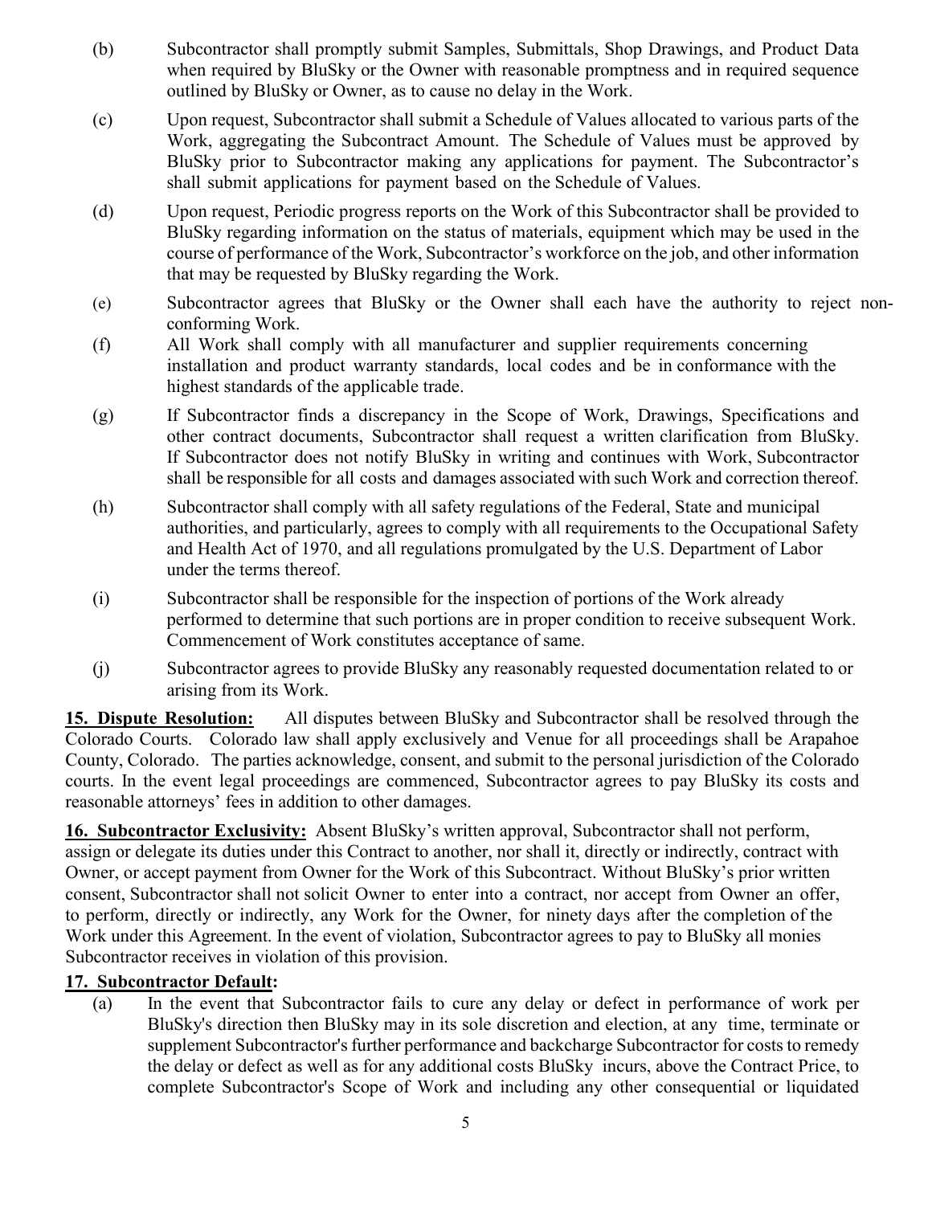(b) Subcontractor shall promptly submit Samples, Submittals, Shop Drawings, and Product Data when required by BluSky or the Owner with reasonable promptness and in required sequence outlined by BluSky or Owner, as to cause no delay in the Work.

(c) Upon request, Subcontractor shall submit a Schedule of Values allocated to various parts of the Work, aggregating the Subcontract Amount. The Schedule of Values must be approved by BluSky prior to Subcontractor making any applications for payment. The Subcontractor's shall submit applications for payment based on the Schedule of Values.

(d) Upon request, Periodic progress reports on the Work of this Subcontractor shall be provided to BluSky regarding information on the status of materials, equipment which may be used in the course of performance of the Work, Subcontractor's workforce on the job, and other information that may be requested by BluSky regarding the Work.

(e) Subcontractor agrees that BluSky or the Owner shall each have the authority to reject non-conforming Work.

(f) All Work shall comply with all manufacturer and supplier requirements concerning installation and product warranty standards, local codes and be in conformance with the highest standards of the applicable trade.

(g) If Subcontractor finds a discrepancy in the Scope of Work, Drawings, Specifications and other contract documents, Subcontractor shall request a written clarification from BluSky. If Subcontractor does not notify BluSky in writing and continues with Work, Subcontractor shall be responsible for all costs and damages associated with such Work and correction thereof.

(h) Subcontractor shall comply with all safety regulations of the Federal, State and municipal authorities, and particularly, agrees to comply with all requirements to the Occupational Safety and Health Act of 1970, and all regulations promulgated by the U.S. Department of Labor under the terms thereof.

(i) Subcontractor shall be responsible for the inspection of portions of the Work already performed to determine that such portions are in proper condition to receive subsequent Work. Commencement of Work constitutes acceptance of same.

(j) Subcontractor agrees to provide BluSky any reasonably requested documentation related to or arising from its Work.

**15. Dispute Resolution:** All disputes between BluSky and Subcontractor shall be resolved through the Colorado Courts. Colorado law shall apply exclusively and Venue for all proceedings shall be Arapahoe County, Colorado. The parties acknowledge, consent, and submit to the personal jurisdiction of the Colorado courts. In the event legal proceedings are commenced, Subcontractor agrees to pay BluSky its costs and reasonable attorneys' fees in addition to other damages.

**16. Subcontractor Exclusivity:** Absent BluSky's written approval, Subcontractor shall not perform, assign or delegate its duties under this Contract to another, nor shall it, directly or indirectly, contract with Owner, or accept payment from Owner for the Work of this Subcontract. Without BluSky's prior written consent, Subcontractor shall not solicit Owner to enter into a contract, nor accept from Owner an offer, to perform, directly or indirectly, any Work for the Owner, for ninety days after the completion of the Work under this Agreement. In the event of violation, Subcontractor agrees to pay to BluSky all monies Subcontractor receives in violation of this provision.

**17. Subcontractor Default:**

(a) In the event that Subcontractor fails to cure any delay or defect in performance of work per BluSky's direction then BluSky may in its sole discretion and election, at any time, terminate or supplement Subcontractor's further performance and backcharge Subcontractor for costs to remedy the delay or defect as well as for any additional costs BluSky incurs, above the Contract Price, to complete Subcontractor's Scope of Work and including any other consequential or liquidated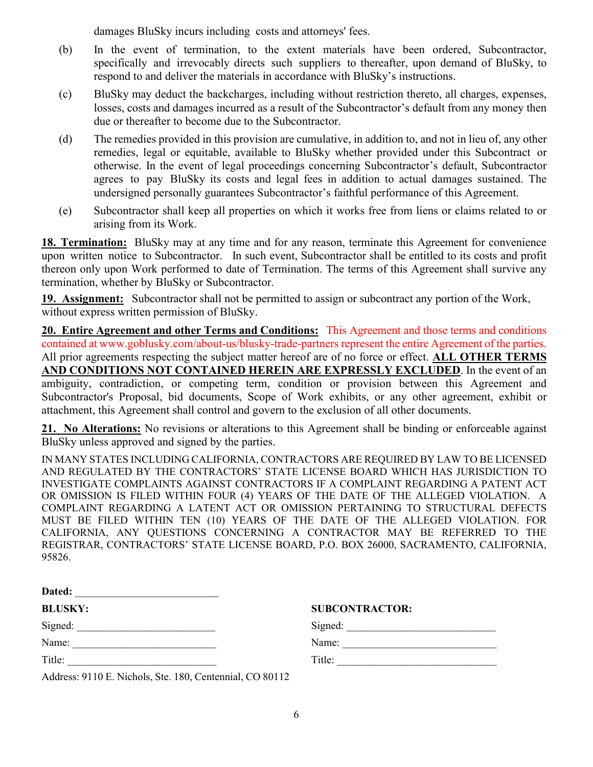damages BluSky incurs including costs and attorneys' fees.

(b) In the event of termination, to the extent materials have been ordered, Subcontractor, specifically and irrevocably directs such suppliers to thereafter, upon demand of BluSky, to respond to and deliver the materials in accordance with BluSky's instructions.

(c) BluSky may deduct the backcharges, including without restriction thereto, all charges, expenses, losses, costs and damages incurred as a result of the Subcontractor's default from any money then due or thereafter to become due to the Subcontractor.

(d) The remedies provided in this provision are cumulative, in addition to, and not in lieu of, any other remedies, legal or equitable, available to BluSky whether provided under this Subcontract or otherwise. In the event of legal proceedings concerning Subcontractor's default, Subcontractor agrees to pay BluSky its costs and legal fees in addition to actual damages sustained. The undersigned personally guarantees Subcontractor's faithful performance of this Agreement.

(e) Subcontractor shall keep all properties on which it works free from liens or claims related to or arising from its Work.

**18. Termination:** BluSky may at any time and for any reason, terminate this Agreement for convenience upon written notice to Subcontractor. In such event, Subcontractor shall be entitled to its costs and profit thereon only upon Work performed to date of Termination. The terms of this Agreement shall survive any termination, whether by BluSky or Subcontractor.

**19. Assignment:** Subcontractor shall not be permitted to assign or subcontract any portion of the Work, without express written permission of BluSky.

**20. Entire Agreement and other Terms and Conditions:** This Agreement and those terms and conditions contained at www.goblusky.com/about-us/blusky-trade-partners represent the entire Agreement of the parties. All prior agreements respecting the subject matter hereof are of no force or effect. **ALL OTHER TERMS AND CONDITIONS NOT CONTAINED HEREIN ARE EXPRESSLY EXCLUDED**. In the event of an ambiguity, contradiction, or competing term, condition or provision between this Agreement and Subcontractor's Proposal, bid documents, Scope of Work exhibits, or any other agreement, exhibit or attachment, this Agreement shall control and govern to the exclusion of all other documents.

**21. No Alterations:** No revisions or alterations to this Agreement shall be binding or enforceable against BluSky unless approved and signed by the parties.

IN MANY STATES INCLUDING CALIFORNIA, CONTRACTORS ARE REQUIRED BY LAW TO BE LICENSED AND REGULATED BY THE CONTRACTORS' STATE LICENSE BOARD WHICH HAS JURISDICTION TO INVESTIGATE COMPLAINTS AGAINST CONTRACTORS IF A COMPLAINT REGARDING A PATENT ACT OR OMISSION IS FILED WITHIN FOUR (4) YEARS OF THE DATE OF THE ALLEGED VIOLATION. A COMPLAINT REGARDING A LATENT ACT OR OMISSION PERTAINING TO STRUCTURAL DEFECTS MUST BE FILED WITHIN TEN (10) YEARS OF THE DATE OF THE ALLEGED VIOLATION. FOR CALIFORNIA, ANY QUESTIONS CONCERNING A CONTRACTOR MAY BE REFERRED TO THE REGISTRAR, CONTRACTORS' STATE LICENSE BOARD, P.O. BOX 26000, SACRAMENTO, CALIFORNIA, 95826.

**Dated:** ___________________________

| **BLUSKY:** | **SUBCONTRACTOR:** |
|---|---|
| Signed: _________________________ | Signed: ___________________________ |
| Name: __________________________ | Name: ____________________________ |
| Title: ___________________________ | Title: _____________________________ |

Address: 9110 E. Nichols, Ste. 180, Centennial, CO 80112